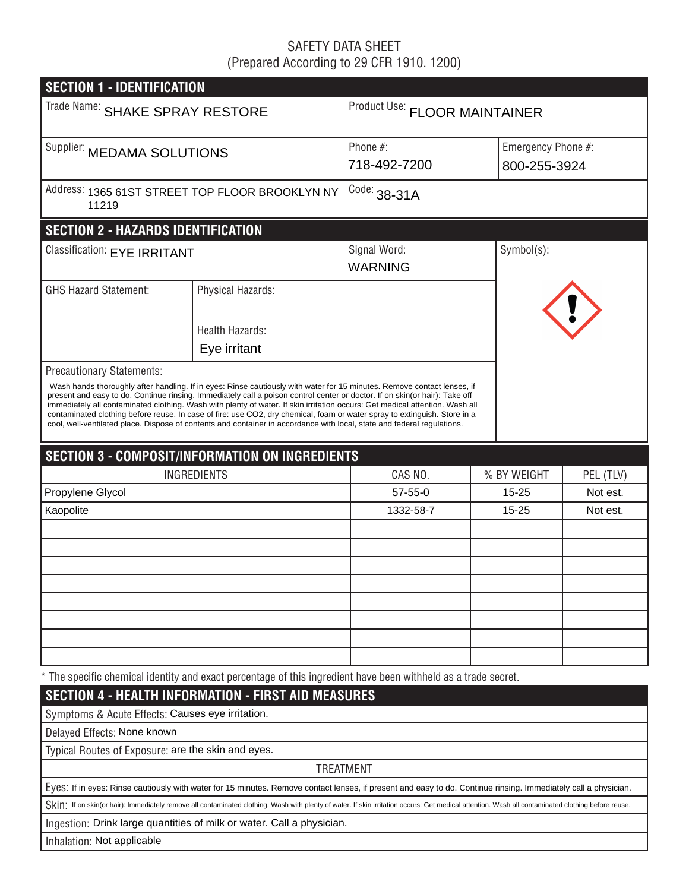SAFETY DATA SHEET
(Prepared According to 29 CFR 1910. 1200)

## SECTION 1 - IDENTIFICATION

Trade Name: SHAKE SPRAY RESTORE

Product Use: FLOOR MAINTAINER

Supplier: MEDAMA SOLUTIONS

Phone #: 718-492-7200

Emergency Phone #: 800-255-3924

Address: 1365 61ST STREET TOP FLOOR BROOKLYN NY 11219

Code: 38-31A

## SECTION 2 - HAZARDS IDENTIFICATION

Classification: EYE IRRITANT

Signal Word: WARNING

Symbol(s):

GHS Hazard Statement:

Physical Hazards:

Health Hazards: Eye irritant

Precautionary Statements:

Wash hands thoroughly after handling. If in eyes: Rinse cautiously with water for 15 minutes. Remove contact lenses, if present and easy to do. Continue rinsing. Immediately call a poison control center or doctor. If on skin(or hair): Take off immediately all contaminated clothing. Wash with plenty of water. If skin irritation occurs: Get medical attention. Wash all contaminated clothing before reuse. In case of fire: use CO2, dry chemical, foam or water spray to extinguish. Store in a cool, well-ventilated place. Dispose of contents and container in accordance with local, state and federal regulations.

## SECTION 3 - COMPOSIT/INFORMATION ON INGREDIENTS

| INGREDIENTS | CAS NO. | % BY WEIGHT | PEL (TLV) |
|---|---|---|---|
| Propylene Glycol | 57-55-0 | 15-25 | Not est. |
| Kaopolite | 1332-58-7 | 15-25 | Not est. |
| | | | |
| | | | |
| | | | |
| | | | |
| | | | |
| | | | |
| | | | |
| | | | |

* The specific chemical identity and exact percentage of this ingredient have been withheld as a trade secret.

## SECTION 4 - HEALTH INFORMATION - FIRST AID MEASURES

Symptoms & Acute Effects: Causes eye irritation.

Delayed Effects: None known

Typical Routes of Exposure: are the skin and eyes.

TREATMENT

Eyes: If in eyes: Rinse cautiously with water for 15 minutes. Remove contact lenses, if present and easy to do. Continue rinsing. Immediately call a physician.

Skin: If on skin(or hair): Immediately remove all contaminated clothing. Wash with plenty of water. If skin irritation occurs: Get medical attention. Wash all contaminated clothing before reuse.

Ingestion: Drink large quantities of milk or water. Call a physician.

Inhalation: Not applicable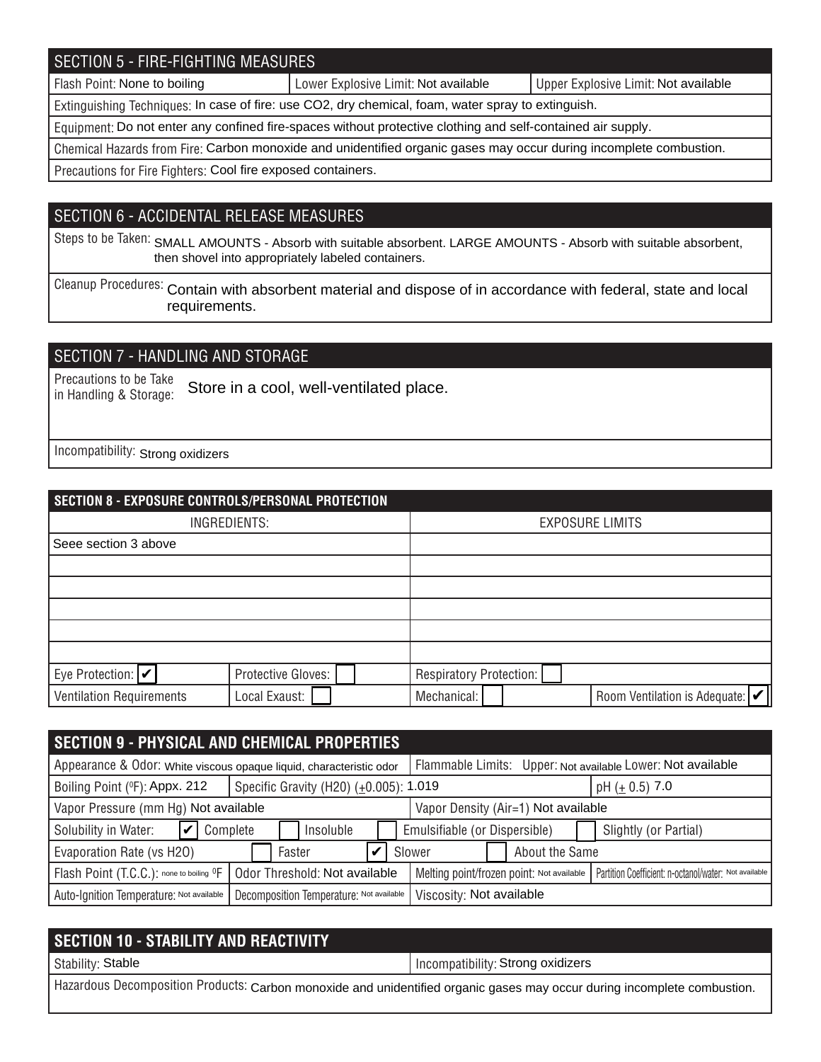## SECTION 5 - FIRE-FIGHTING MEASURES

| Flash Point: None to boiling | Lower Explosive Limit: Not available | Upper Explosive Limit: Not available |
|---|---|---|

Extinguishing Techniques: In case of fire: use $CO_2$, dry chemical, foam, water spray to extinguish.

Equipment: Do not enter any confined fire-spaces without protective clothing and self-contained air supply.

Chemical Hazards from Fire: Carbon monoxide and unidentified organic gases may occur during incomplete combustion.

Precautions for Fire Fighters: Cool fire exposed containers.

## SECTION 6 - ACCIDENTAL RELEASE MEASURES

Steps to be Taken: SMALL AMOUNTS - Absorb with suitable absorbent. LARGE AMOUNTS - Absorb with suitable absorbent, then shovel into appropriately labeled containers.

Cleanup Procedures: Contain with absorbent material and dispose of in accordance with federal, state and local requirements.

## SECTION 7 - HANDLING AND STORAGE

Precautions to be Take in Handling & Storage: Store in a cool, well-ventilated place.

Incompatibility: Strong oxidizers

## SECTION 8 - EXPOSURE CONTROLS/PERSONAL PROTECTION

| INGREDIENTS: | EXPOSURE LIMITS |
|---|---|
| Seee section 3 above | |
| | |
| | |
| | |
| | |
| | |

| | | | |
|---|---|---|---|
| Eye Protection: ✔ | Protective Gloves: ☐ | Respiratory Protection: ☐ | |
| Ventilation Requirements | Local Exaust: ☐ | Mechanical: ☐ | Room Ventilation is Adequate: ✔ |

## SECTION 9 - PHYSICAL AND CHEMICAL PROPERTIES

| | | | |
|---|---|---|---|
| Appearance & Odor: White viscous opaque liquid, characteristic odor | | Flammable Limits: Upper: Not available Lower: Not available | |
| Boiling Point (⁰F): Appx. 212 | Specific Gravity (H2O) (±0.005): 1.019 | | pH (± 0.5) 7.0 |
| Vapor Pressure (mm Hg) Not available | | Vapor Density (Air=1) Not available | |
| Solubility in Water: ✔ Complete | ☐ Insoluble | ☐ Emulsifiable (or Dispersible) | ☐ Slightly (or Partial) |
| Evaporation Rate (vs H2O) | ☐ Faster | ✔ Slower | ☐ About the Same |
| Flash Point (T.C.C.): none to boiling ⁰F | Odor Threshold: Not available | Melting point/frozen point: Not available | Partition Coefficient: n-octanol/water: Not available |
| Auto-Ignition Temperature: Not available | Decomposition Temperature: Not available | Viscosity: Not available | |

## SECTION 10 - STABILITY AND REACTIVITY

| Stability: Stable | Incompatibility: Strong oxidizers |
|---|---|

Hazardous Decomposition Products: Carbon monoxide and unidentified organic gases may occur during incomplete combustion.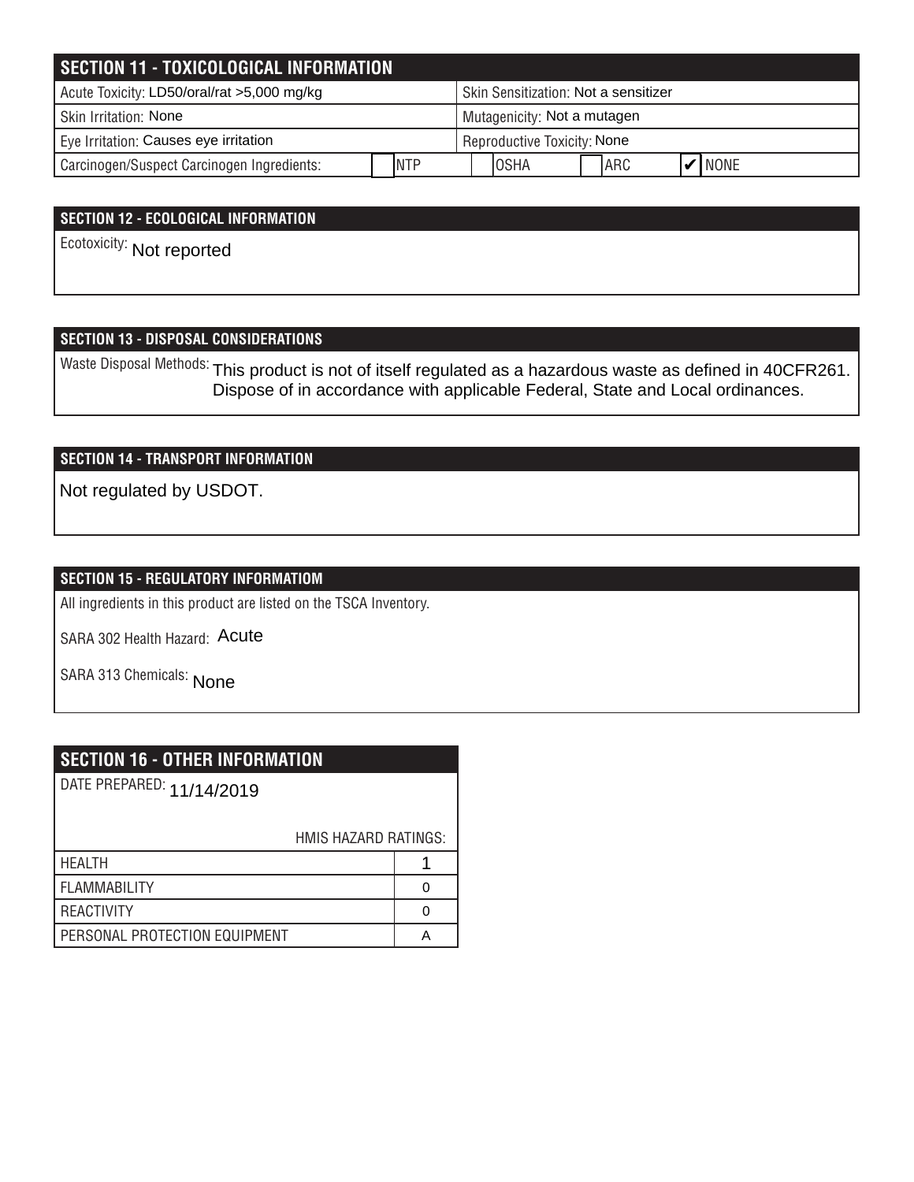## SECTION 11 - TOXICOLOGICAL INFORMATION

| | | | | | | | |
|---|---|---|---|---|---|---|---|
| Acute Toxicity: LD50/oral/rat >5,000 mg/kg | | | | Skin Sensitization: Not a sensitizer | | | |
| Skin Irritation: None | | | | Mutagenicity: Not a mutagen | | | |
| Eye Irritation: Causes eye irritation | | | | Reproductive Toxicity: None | | | |
| Carcinogen/Suspect Carcinogen Ingredients: | ☐ NTP | | ☐ OSHA | | ☐ ARC | | ✔ NONE |

## SECTION 12 - ECOLOGICAL INFORMATION

Ecotoxicity: Not reported

## SECTION 13 - DISPOSAL CONSIDERATIONS

Waste Disposal Methods: This product is not of itself regulated as a hazardous waste as defined in 40CFR261. Dispose of in accordance with applicable Federal, State and Local ordinances.

## SECTION 14 - TRANSPORT INFORMATION

Not regulated by USDOT.

## SECTION 15 - REGULATORY INFORMATIOM

All ingredients in this product are listed on the TSCA Inventory.

SARA 302 Health Hazard: Acute

SARA 313 Chemicals: None

## SECTION 16 - OTHER INFORMATION

DATE PREPARED: 11/14/2019

| HMIS HAZARD RATINGS: | |
|---|---|
| HEALTH | 1 |
| FLAMMABILITY | 0 |
| REACTIVITY | 0 |
| PERSONAL PROTECTION EQUIPMENT | A |